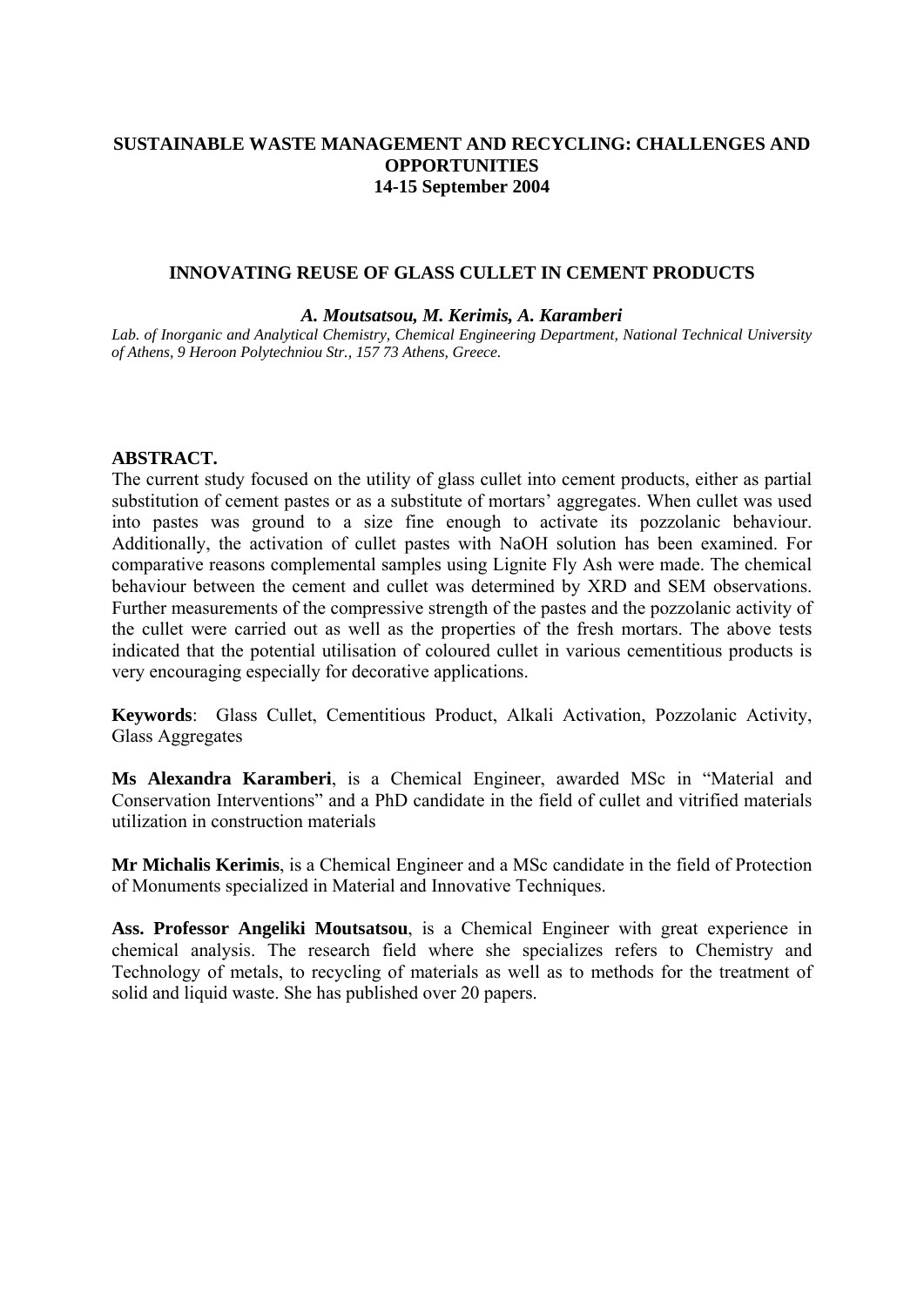**SUSTAINABLE WASTE MANAGEMENT AND RECYCLING: CHALLENGES AND OPPORTUNITIES**
**14-15 September 2004**

# INNOVATING REUSE OF GLASS CULLET IN CEMENT PRODUCTS

***A. Moutsatsou, M. Kerimis, A. Karamberi***

*Lab. of Inorganic and Analytical Chemistry, Chemical Engineering Department, National Technical University of Athens, 9 Heroon Polytechniou Str., 157 73 Athens, Greece.*

## ABSTRACT.

The current study focused on the utility of glass cullet into cement products, either as partial substitution of cement pastes or as a substitute of mortars' aggregates. When cullet was used into pastes was ground to a size fine enough to activate its pozzolanic behaviour. Additionally, the activation of cullet pastes with NaOH solution has been examined. For comparative reasons complemental samples using Lignite Fly Ash were made. The chemical behaviour between the cement and cullet was determined by XRD and SEM observations. Further measurements of the compressive strength of the pastes and the pozzolanic activity of the cullet were carried out as well as the properties of the fresh mortars. The above tests indicated that the potential utilisation of coloured cullet in various cementitious products is very encouraging especially for decorative applications.

**Keywords**: Glass Cullet, Cementitious Product, Alkali Activation, Pozzolanic Activity, Glass Aggregates

**Ms Alexandra Karamberi**, is a Chemical Engineer, awarded MSc in "Material and Conservation Interventions" and a PhD candidate in the field of cullet and vitrified materials utilization in construction materials

**Mr Michalis Kerimis**, is a Chemical Engineer and a MSc candidate in the field of Protection of Monuments specialized in Material and Innovative Techniques.

**Ass. Professor Angeliki Moutsatsou**, is a Chemical Engineer with great experience in chemical analysis. The research field where she specializes refers to Chemistry and Technology of metals, to recycling of materials as well as to methods for the treatment of solid and liquid waste. She has published over 20 papers.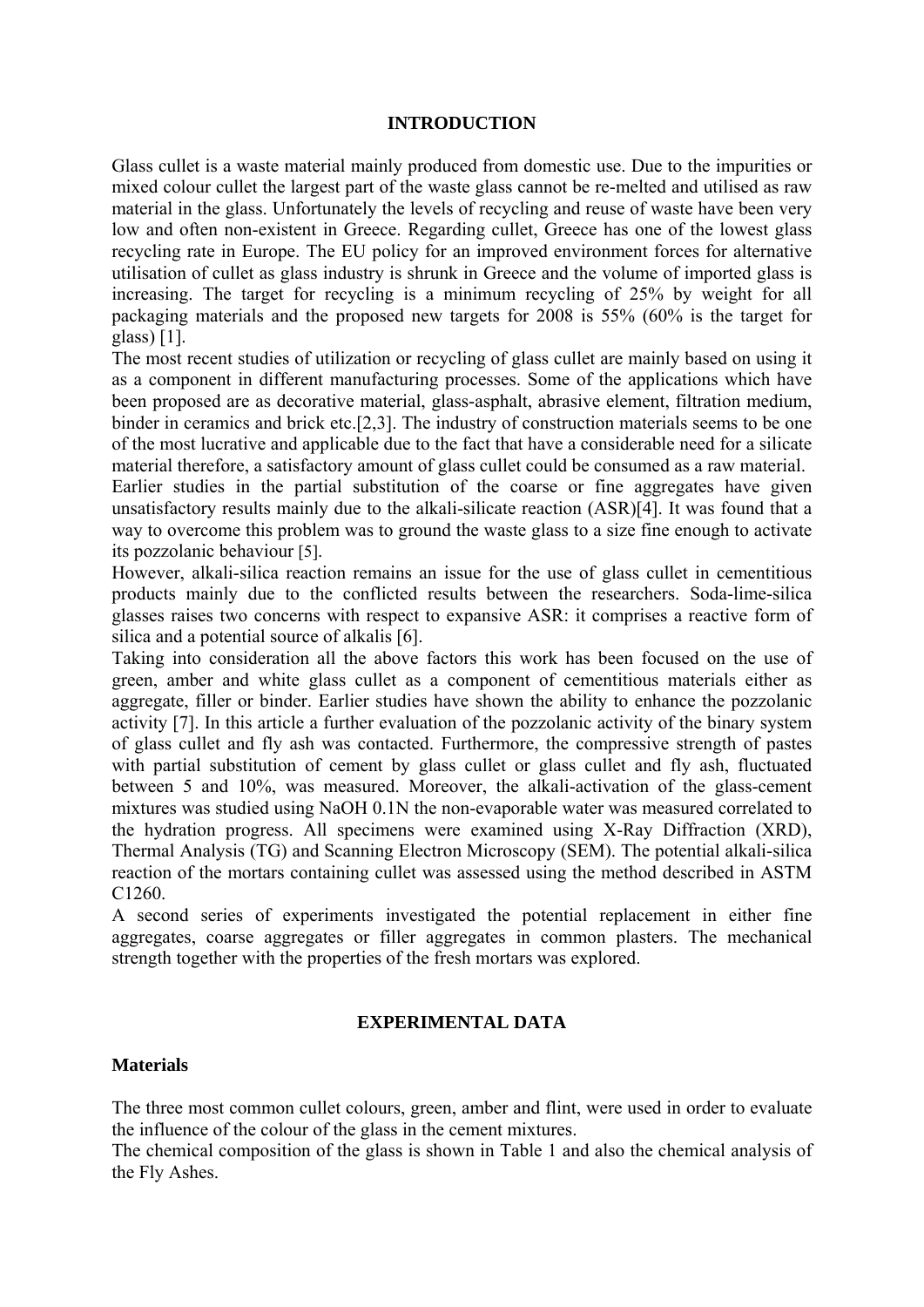## INTRODUCTION

Glass cullet is a waste material mainly produced from domestic use. Due to the impurities or mixed colour cullet the largest part of the waste glass cannot be re-melted and utilised as raw material in the glass. Unfortunately the levels of recycling and reuse of waste have been very low and often non-existent in Greece. Regarding cullet, Greece has one of the lowest glass recycling rate in Europe. The EU policy for an improved environment forces for alternative utilisation of cullet as glass industry is shrunk in Greece and the volume of imported glass is increasing. The target for recycling is a minimum recycling of 25% by weight for all packaging materials and the proposed new targets for 2008 is 55% (60% is the target for glass) [1].

The most recent studies of utilization or recycling of glass cullet are mainly based on using it as a component in different manufacturing processes. Some of the applications which have been proposed are as decorative material, glass-asphalt, abrasive element, filtration medium, binder in ceramics and brick etc.[2,3]. The industry of construction materials seems to be one of the most lucrative and applicable due to the fact that have a considerable need for a silicate material therefore, a satisfactory amount of glass cullet could be consumed as a raw material.

Earlier studies in the partial substitution of the coarse or fine aggregates have given unsatisfactory results mainly due to the alkali-silicate reaction (ASR)[4]. It was found that a way to overcome this problem was to ground the waste glass to a size fine enough to activate its pozzolanic behaviour [5].

However, alkali-silica reaction remains an issue for the use of glass cullet in cementitious products mainly due to the conflicted results between the researchers. Soda-lime-silica glasses raises two concerns with respect to expansive ASR: it comprises a reactive form of silica and a potential source of alkalis [6].

Taking into consideration all the above factors this work has been focused on the use of green, amber and white glass cullet as a component of cementitious materials either as aggregate, filler or binder. Earlier studies have shown the ability to enhance the pozzolanic activity [7]. In this article a further evaluation of the pozzolanic activity of the binary system of glass cullet and fly ash was contacted. Furthermore, the compressive strength of pastes with partial substitution of cement by glass cullet or glass cullet and fly ash, fluctuated between 5 and 10%, was measured. Moreover, the alkali-activation of the glass-cement mixtures was studied using NaOH 0.1N the non-evaporable water was measured correlated to the hydration progress. All specimens were examined using X-Ray Diffraction (XRD), Thermal Analysis (TG) and Scanning Electron Microscopy (SEM). The potential alkali-silica reaction of the mortars containing cullet was assessed using the method described in ASTM C1260.

A second series of experiments investigated the potential replacement in either fine aggregates, coarse aggregates or filler aggregates in common plasters. The mechanical strength together with the properties of the fresh mortars was explored.

## EXPERIMENTAL DATA

### Materials

The three most common cullet colours, green, amber and flint, were used in order to evaluate the influence of the colour of the glass in the cement mixtures.

The chemical composition of the glass is shown in Table 1 and also the chemical analysis of the Fly Ashes.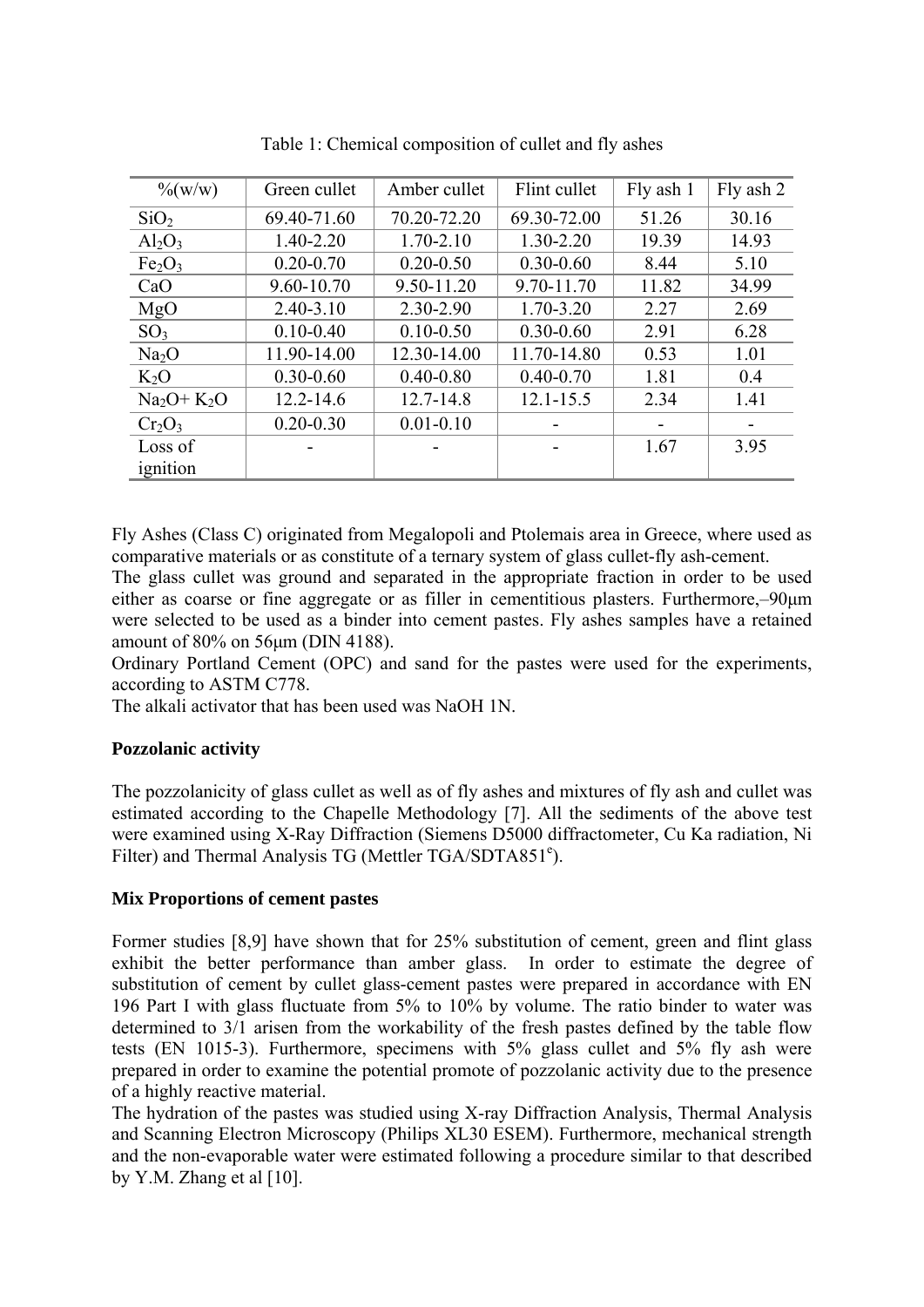Table 1: Chemical composition of cullet and fly ashes

| %(w/w) | Green cullet | Amber cullet | Flint cullet | Fly ash 1 | Fly ash 2 |
|---|---|---|---|---|---|
| $SiO_2$ | 69.40-71.60 | 70.20-72.20 | 69.30-72.00 | 51.26 | 30.16 |
| $Al_2O_3$ | 1.40-2.20 | 1.70-2.10 | 1.30-2.20 | 19.39 | 14.93 |
| $Fe_2O_3$ | 0.20-0.70 | 0.20-0.50 | 0.30-0.60 | 8.44 | 5.10 |
| CaO | 9.60-10.70 | 9.50-11.20 | 9.70-11.70 | 11.82 | 34.99 |
| MgO | 2.40-3.10 | 2.30-2.90 | 1.70-3.20 | 2.27 | 2.69 |
| $SO_3$ | 0.10-0.40 | 0.10-0.50 | 0.30-0.60 | 2.91 | 6.28 |
| $Na_2O$ | 11.90-14.00 | 12.30-14.00 | 11.70-14.80 | 0.53 | 1.01 |
| $K_2O$ | 0.30-0.60 | 0.40-0.80 | 0.40-0.70 | 1.81 | 0.4 |
| $Na_2O$+ $K_2O$ | 12.2-14.6 | 12.7-14.8 | 12.1-15.5 | 2.34 | 1.41 |
| $Cr_2O_3$ | 0.20-0.30 | 0.01-0.10 | - | - | - |
| Loss of ignition | - | - | - | 1.67 | 3.95 |

Fly Ashes (Class C) originated from Megalopoli and Ptolemais area in Greece, where used as comparative materials or as constitute of a ternary system of glass cullet-fly ash-cement.
The glass cullet was ground and separated in the appropriate fraction in order to be used either as coarse or fine aggregate or as filler in cementitious plasters. Furthermore,–90μm were selected to be used as a binder into cement pastes. Fly ashes samples have a retained amount of 80% on 56μm (DIN 4188).
Ordinary Portland Cement (OPC) and sand for the pastes were used for the experiments, according to ASTM C778.
The alkali activator that has been used was NaOH 1N.

**Pozzolanic activity**

The pozzolanicity of glass cullet as well as of fly ashes and mixtures of fly ash and cullet was estimated according to the Chapelle Methodology [7]. All the sediments of the above test were examined using X-Ray Diffraction (Siemens D5000 diffractometer, Cu Ka radiation, Ni Filter) and Thermal Analysis TG (Mettler TGA/SDTA851[e]).

**Mix Proportions of cement pastes**

Former studies [8,9] have shown that for 25% substitution of cement, green and flint glass exhibit the better performance than amber glass. In order to estimate the degree of substitution of cement by cullet glass-cement pastes were prepared in accordance with EN 196 Part I with glass fluctuate from 5% to 10% by volume. The ratio binder to water was determined to 3/1 arisen from the workability of the fresh pastes defined by the table flow tests (EN 1015-3). Furthermore, specimens with 5% glass cullet and 5% fly ash were prepared in order to examine the potential promote of pozzolanic activity due to the presence of a highly reactive material.
The hydration of the pastes was studied using X-ray Diffraction Analysis, Thermal Analysis and Scanning Electron Microscopy (Philips XL30 ESEM). Furthermore, mechanical strength and the non-evaporable water were estimated following a procedure similar to that described by Y.M. Zhang et al [10].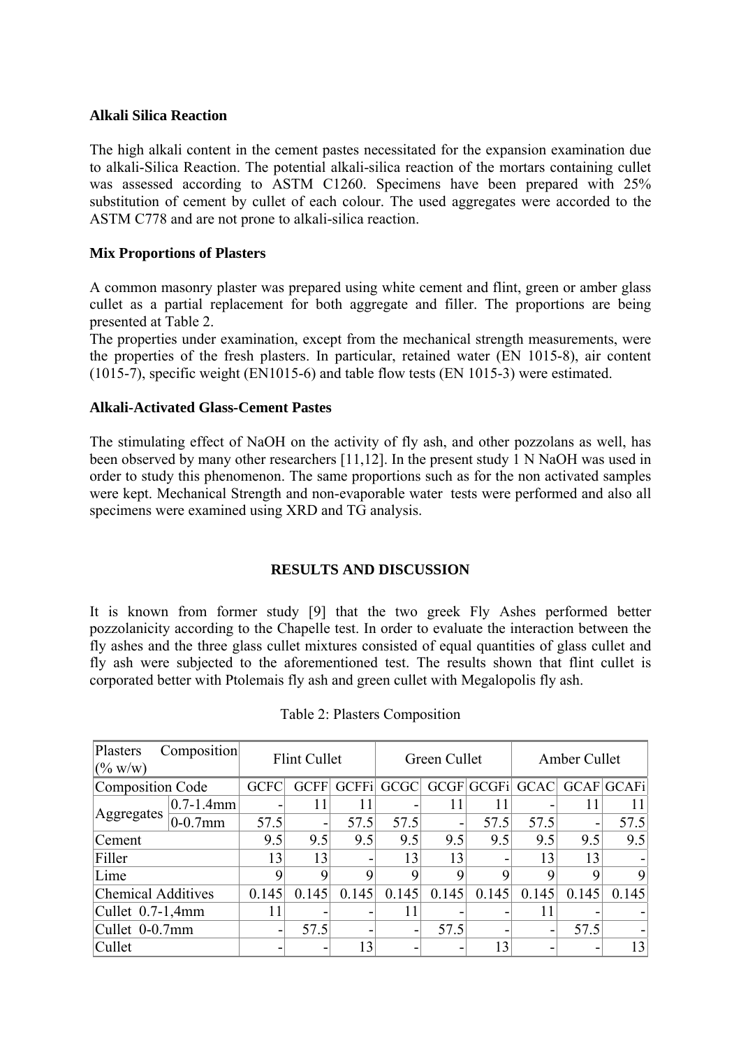**Alkali Silica Reaction**

The high alkali content in the cement pastes necessitated for the expansion examination due to alkali-Silica Reaction. The potential alkali-silica reaction of the mortars containing cullet was assessed according to ASTM C1260. Specimens have been prepared with 25% substitution of cement by cullet of each colour. The used aggregates were accorded to the ASTM C778 and are not prone to alkali-silica reaction.

**Mix Proportions of Plasters**

A common masonry plaster was prepared using white cement and flint, green or amber glass cullet as a partial replacement for both aggregate and filler. The proportions are being presented at Table 2.
The properties under examination, except from the mechanical strength measurements, were the properties of the fresh plasters. In particular, retained water (EN 1015-8), air content (1015-7), specific weight (EN1015-6) and table flow tests (EN 1015-3) were estimated.

**Alkali-Activated Glass-Cement Pastes**

The stimulating effect of NaOH on the activity of fly ash, and other pozzolans as well, has been observed by many other researchers [11,12]. In the present study 1 N NaOH was used in order to study this phenomenon. The same proportions such as for the non activated samples were kept. Mechanical Strength and non-evaporable water tests were performed and also all specimens were examined using XRD and TG analysis.

## RESULTS AND DISCUSSION

It is known from former study [9] that the two greek Fly Ashes performed better pozzolanicity according to the Chapelle test. In order to evaluate the interaction between the fly ashes and the three glass cullet mixtures consisted of equal quantities of glass cullet and fly ash were subjected to the aforementioned test. The results shown that flint cullet is corporated better with Ptolemais fly ash and green cullet with Megalopolis fly ash.

Table 2: Plasters Composition

| Plasters Composition (% w/w) | | Flint Cullet | | | Green Cullet | | | Amber Cullet | | |
|---|---|---|---|---|---|---|---|---|---|---|
| Composition Code | | GCFC | GCFF | GCFFi | GCGC | GCGF | GCGFi | GCAC | GCAF | GCAFi |
| Aggregates | 0.7-1.4mm | - | 11 | 11 | - | 11 | 11 | - | 11 | 11 |
| | 0-0.7mm | 57.5 | - | 57.5 | 57.5 | - | 57.5 | 57.5 | - | 57.5 |
| Cement | | 9.5 | 9.5 | 9.5 | 9.5 | 9.5 | 9.5 | 9.5 | 9.5 | 9.5 |
| Filler | | 13 | 13 | - | 13 | 13 | - | 13 | 13 | - |
| Lime | | 9 | 9 | 9 | 9 | 9 | 9 | 9 | 9 | 9 |
| Chemical Additives | | 0.145 | 0.145 | 0.145 | 0.145 | 0.145 | 0.145 | 0.145 | 0.145 | 0.145 |
| Cullet 0.7-1,4mm | | 11 | - | - | 11 | - | - | 11 | - | - |
| Cullet 0-0.7mm | | - | 57.5 | - | - | 57.5 | - | - | 57.5 | - |
| Cullet | | - | - | 13 | - | - | 13 | - | - | 13 |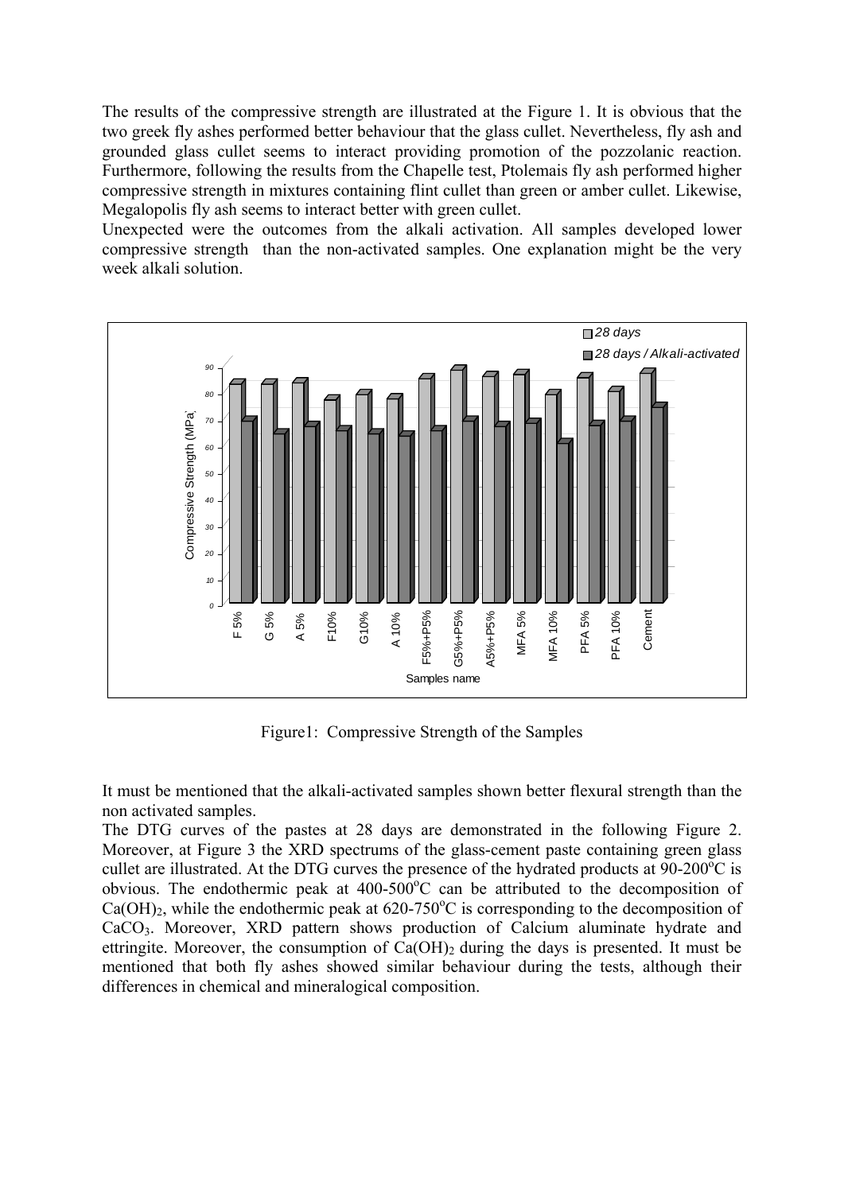The results of the compressive strength are illustrated at the Figure 1. It is obvious that the two greek fly ashes performed better behaviour that the glass cullet. Nevertheless, fly ash and grounded glass cullet seems to interact providing promotion of the pozzolanic reaction. Furthermore, following the results from the Chapelle test, Ptolemais fly ash performed higher compressive strength in mixtures containing flint cullet than green or amber cullet. Likewise, Megalopolis fly ash seems to interact better with green cullet.

Unexpected were the outcomes from the alkali activation. All samples developed lower compressive strength than the non-activated samples. One explanation might be the very week alkali solution.

Figure1: Compressive Strength of the Samples

It must be mentioned that the alkali-activated samples shown better flexural strength than the non activated samples.

The DTG curves of the pastes at 28 days are demonstrated in the following Figure 2. Moreover, at Figure 3 the XRD spectrums of the glass-cement paste containing green glass cullet are illustrated. At the DTG curves the presence of the hydrated products at 90-200$^oC$ is obvious. The endothermic peak at 400-500$^oC$ can be attributed to the decomposition of $Ca(OH)_2$, while the endothermic peak at 620-750$^oC$ is corresponding to the decomposition of $CaCO_3$. Moreover, XRD pattern shows production of Calcium aluminate hydrate and ettringite. Moreover, the consumption of $Ca(OH)_2$ during the days is presented. It must be mentioned that both fly ashes showed similar behaviour during the tests, although their differences in chemical and mineralogical composition.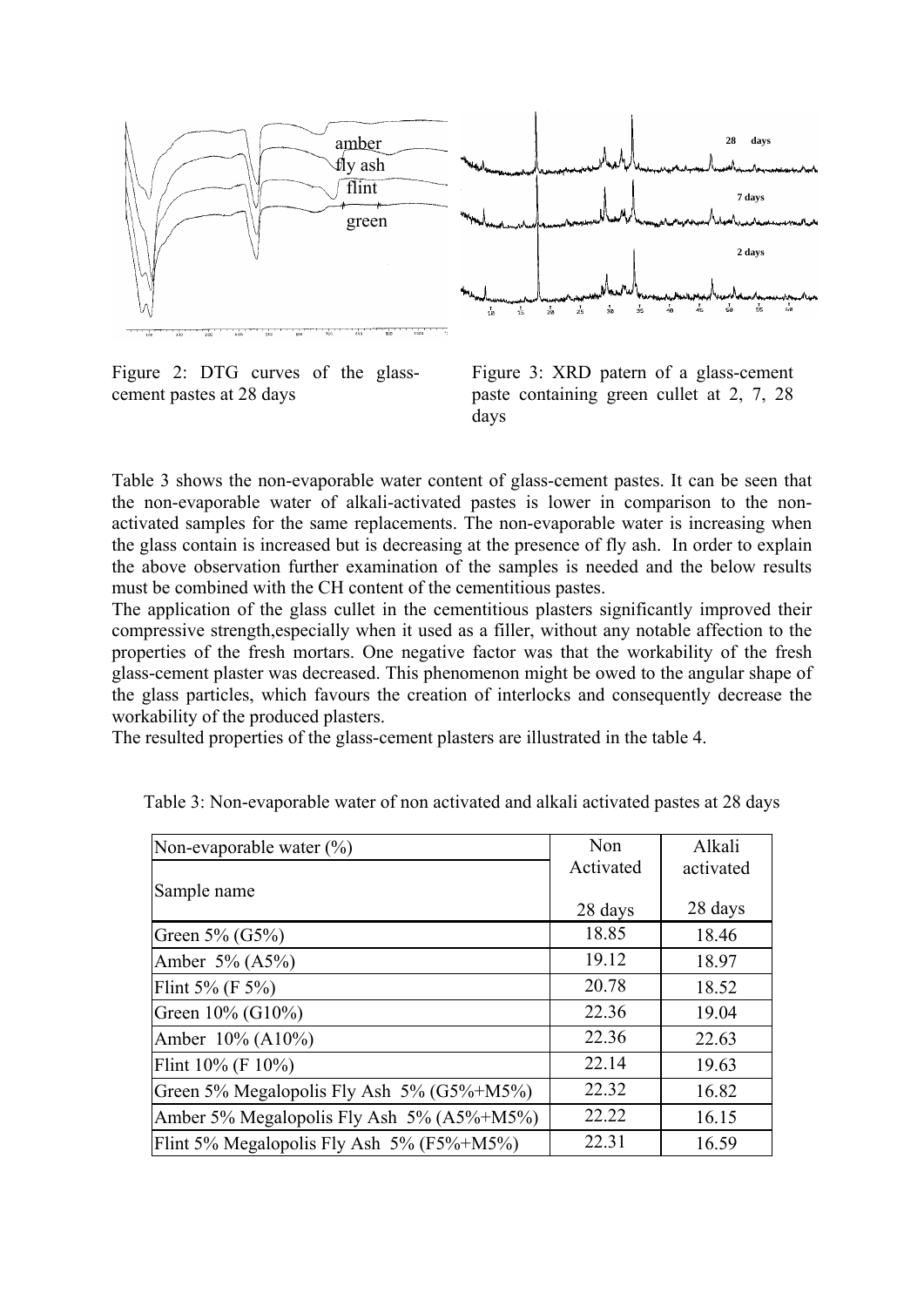Figure 2: DTG curves of the glass-cement pastes at 28 days

Figure 3: XRD patern of a glass-cement paste containing green cullet at 2, 7, 28 days

Table 3 shows the non-evaporable water content of glass-cement pastes. It can be seen that the non-evaporable water of alkali-activated pastes is lower in comparison to the non-activated samples for the same replacements. The non-evaporable water is increasing when the glass contain is increased but is decreasing at the presence of fly ash. In order to explain the above observation further examination of the samples is needed and the below results must be combined with the CH content of the cementitious pastes.

The application of the glass cullet in the cementitious plasters significantly improved their compressive strength,especially when it used as a filler, without any notable affection to the properties of the fresh mortars. One negative factor was that the workability of the fresh glass-cement plaster was decreased. This phenomenon might be owed to the angular shape of the glass particles, which favours the creation of interlocks and consequently decrease the workability of the produced plasters.

The resulted properties of the glass-cement plasters are illustrated in the table 4.

Table 3: Non-evaporable water of non activated and alkali activated pastes at 28 days

| Non-evaporable water (%) | Non Activated | Alkali activated |
|---|---|---|
| Sample name | 28 days | 28 days |
| Green 5% (G5%) | 18.85 | 18.46 |
| Amber 5% (A5%) | 19.12 | 18.97 |
| Flint 5% (F 5%) | 20.78 | 18.52 |
| Green 10% (G10%) | 22.36 | 19.04 |
| Amber 10% (A10%) | 22.36 | 22.63 |
| Flint 10% (F 10%) | 22.14 | 19.63 |
| Green 5% Megalopolis Fly Ash 5% (G5%+M5%) | 22.32 | 16.82 |
| Amber 5% Megalopolis Fly Ash 5% (A5%+M5%) | 22.22 | 16.15 |
| Flint 5% Megalopolis Fly Ash 5% (F5%+M5%) | 22.31 | 16.59 |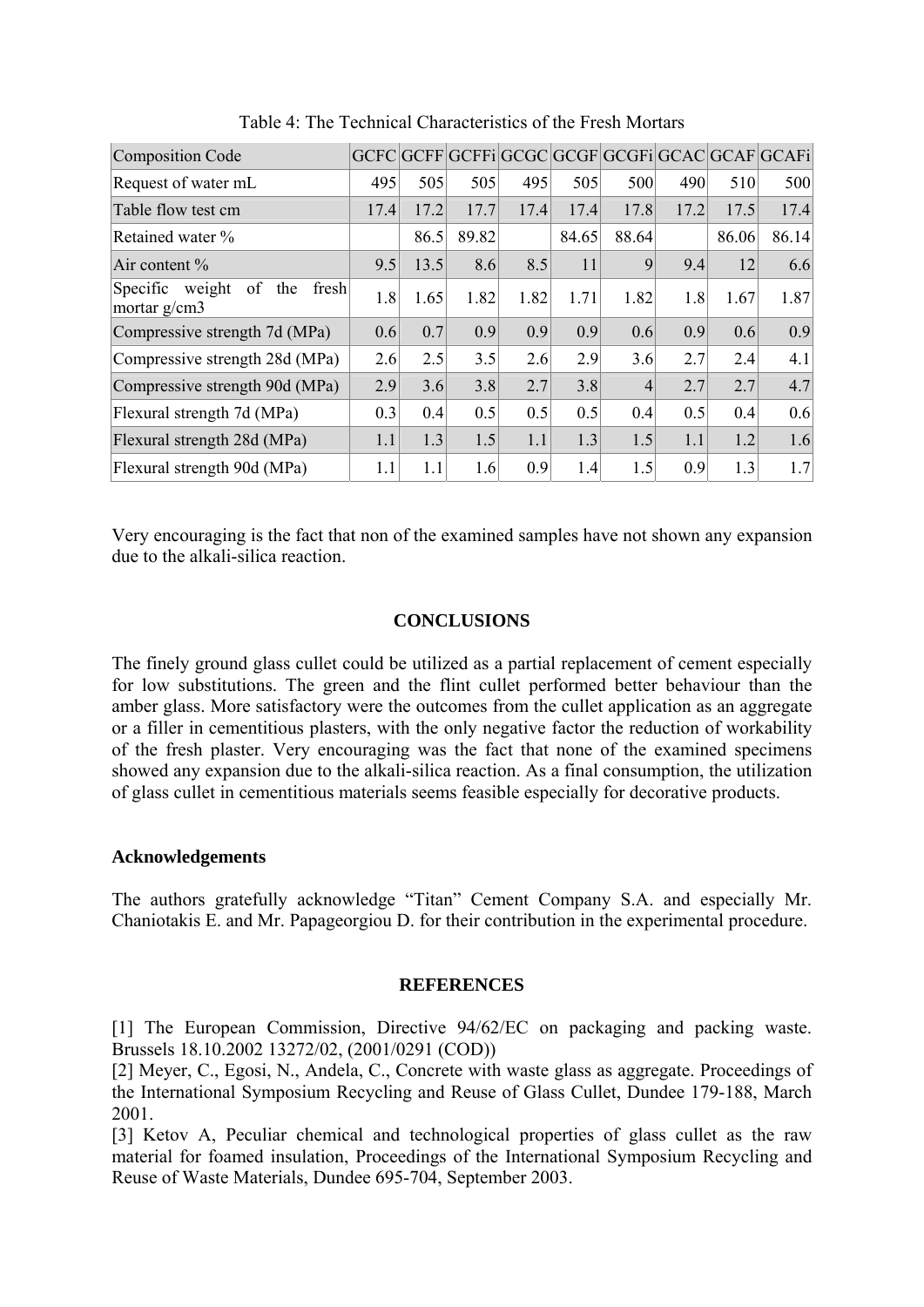Table 4: The Technical Characteristics of the Fresh Mortars

| Composition Code | GCFC | GCFF | GCFFi | GCGC | GCGF | GCGFi | GCAC | GCAF | GCAFi |
|---|---|---|---|---|---|---|---|---|---|
| Request of water mL | 495 | 505 | 505 | 495 | 505 | 500 | 490 | 510 | 500 |
| Table flow test cm | 17.4 | 17.2 | 17.7 | 17.4 | 17.4 | 17.8 | 17.2 | 17.5 | 17.4 |
| Retained water % | | 86.5 | 89.82 | | 84.65 | 88.64 | | 86.06 | 86.14 |
| Air content % | 9.5 | 13.5 | 8.6 | 8.5 | 11 | 9 | 9.4 | 12 | 6.6 |
| Specific weight of the fresh mortar g/cm3 | 1.8 | 1.65 | 1.82 | 1.82 | 1.71 | 1.82 | 1.8 | 1.67 | 1.87 |
| Compressive strength 7d (MPa) | 0.6 | 0.7 | 0.9 | 0.9 | 0.9 | 0.6 | 0.9 | 0.6 | 0.9 |
| Compressive strength 28d (MPa) | 2.6 | 2.5 | 3.5 | 2.6 | 2.9 | 3.6 | 2.7 | 2.4 | 4.1 |
| Compressive strength 90d (MPa) | 2.9 | 3.6 | 3.8 | 2.7 | 3.8 | 4 | 2.7 | 2.7 | 4.7 |
| Flexural strength 7d (MPa) | 0.3 | 0.4 | 0.5 | 0.5 | 0.5 | 0.4 | 0.5 | 0.4 | 0.6 |
| Flexural strength 28d (MPa) | 1.1 | 1.3 | 1.5 | 1.1 | 1.3 | 1.5 | 1.1 | 1.2 | 1.6 |
| Flexural strength 90d (MPa) | 1.1 | 1.1 | 1.6 | 0.9 | 1.4 | 1.5 | 0.9 | 1.3 | 1.7 |

Very encouraging is the fact that non of the examined samples have not shown any expansion due to the alkali-silica reaction.

## CONCLUSIONS

The finely ground glass cullet could be utilized as a partial replacement of cement especially for low substitutions. The green and the flint cullet performed better behaviour than the amber glass. More satisfactory were the outcomes from the cullet application as an aggregate or a filler in cementitious plasters, with the only negative factor the reduction of workability of the fresh plaster. Very encouraging was the fact that none of the examined specimens showed any expansion due to the alkali-silica reaction. As a final consumption, the utilization of glass cullet in cementitious materials seems feasible especially for decorative products.

### Acknowledgements

The authors gratefully acknowledge "Titan" Cement Company S.A. and especially Mr. Chaniotakis E. and Mr. Papageorgiou D. for their contribution in the experimental procedure.

## REFERENCES

[1] The European Commission, Directive 94/62/EC on packaging and packing waste. Brussels 18.10.2002 13272/02, (2001/0291 (COD))
[2] Meyer, C., Egosi, N., Andela, C., Concrete with waste glass as aggregate. Proceedings of the International Symposium Recycling and Reuse of Glass Cullet, Dundee 179-188, March 2001.
[3] Ketov A, Peculiar chemical and technological properties of glass cullet as the raw material for foamed insulation, Proceedings of the International Symposium Recycling and Reuse of Waste Materials, Dundee 695-704, September 2003.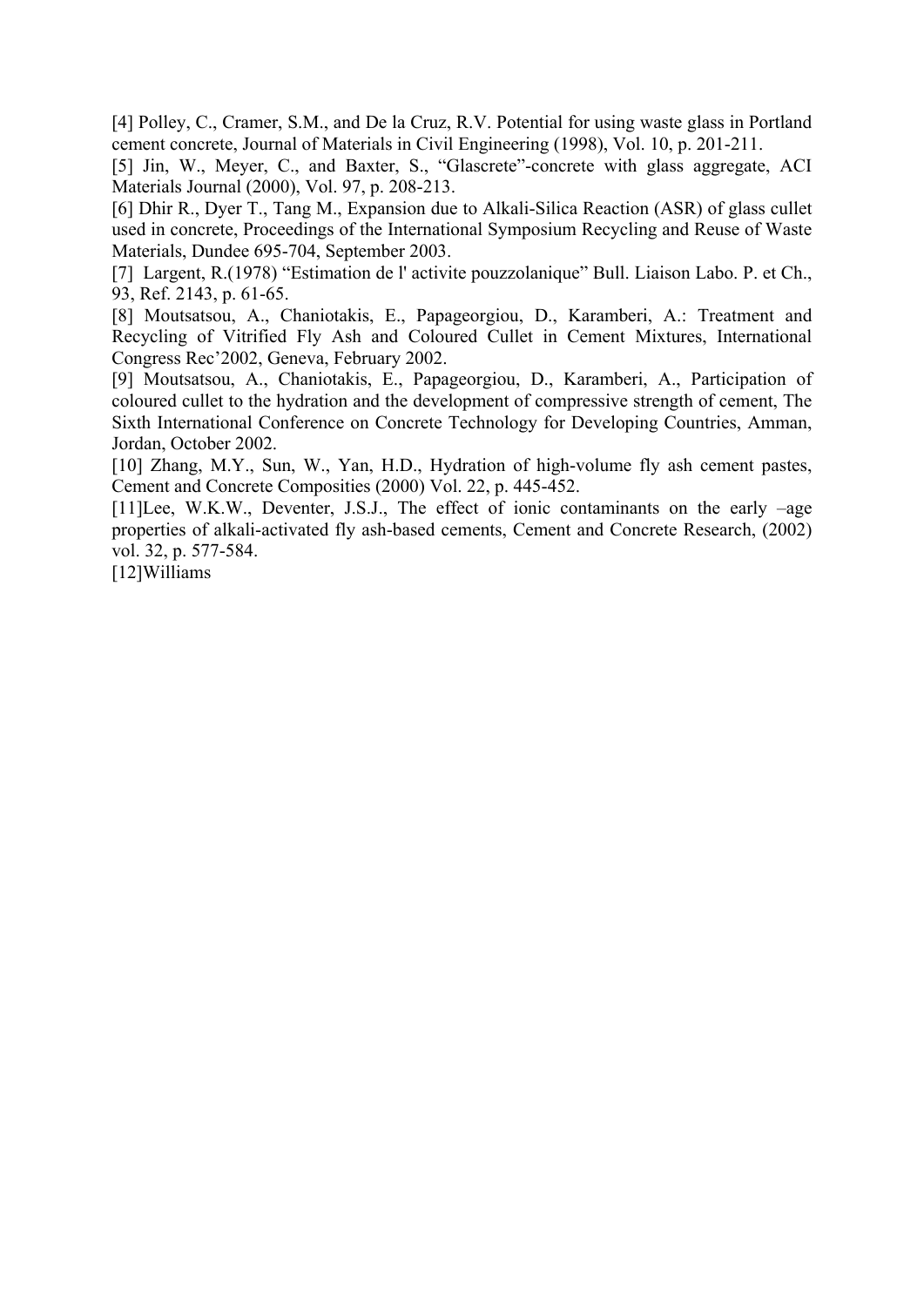[4] Polley, C., Cramer, S.M., and De la Cruz, R.V. Potential for using waste glass in Portland cement concrete, Journal of Materials in Civil Engineering (1998), Vol. 10, p. 201-211.

[5] Jin, W., Meyer, C., and Baxter, S., "Glascrete"-concrete with glass aggregate, ACI Materials Journal (2000), Vol. 97, p. 208-213.

[6] Dhir R., Dyer T., Tang M., Expansion due to Alkali-Silica Reaction (ASR) of glass cullet used in concrete, Proceedings of the International Symposium Recycling and Reuse of Waste Materials, Dundee 695-704, September 2003.

[7] Largent, R.(1978) "Estimation de l' activite pouzzolanique" Bull. Liaison Labo. P. et Ch., 93, Ref. 2143, p. 61-65.

[8] Moutsatsou, A., Chaniotakis, E., Papageorgiou, D., Karamberi, A.: Treatment and Recycling of Vitrified Fly Ash and Coloured Cullet in Cement Mixtures, International Congress Rec'2002, Geneva, February 2002.

[9] Moutsatsou, A., Chaniotakis, E., Papageorgiou, D., Karamberi, A., Participation of coloured cullet to the hydration and the development of compressive strength of cement, The Sixth International Conference on Concrete Technology for Developing Countries, Amman, Jordan, October 2002.

[10] Zhang, M.Y., Sun, W., Yan, H.D., Hydration of high-volume fly ash cement pastes, Cement and Concrete Composities (2000) Vol. 22, p. 445-452.

[11]Lee, W.K.W., Deventer, J.S.J., The effect of ionic contaminants on the early –age properties of alkali-activated fly ash-based cements, Cement and Concrete Research, (2002) vol. 32, p. 577-584.

[12]Williams